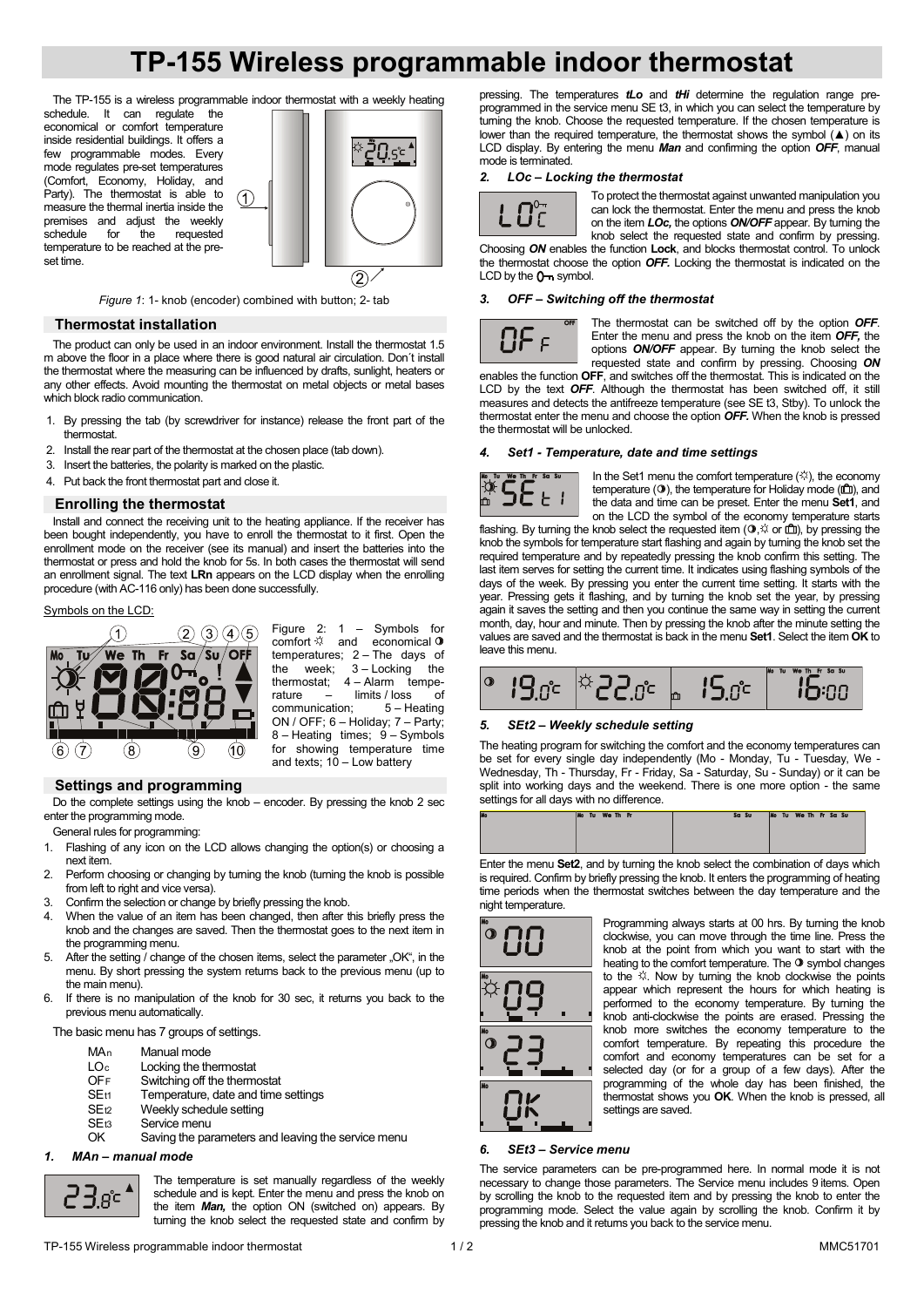# TP-155 Wireless programmable indoor thermostat

The TP-155 is a wireless programmable indoor thermostat with a weekly heating schedule. It can regulate the economical or comfort temperature inside residential buildings. It offers a few programmable modes. Every mode regulates pre-set temperatures (Comfort, Economy, Holiday, and Party). The thermostat is able to measure the thermal inertia inside the premises and adjust the weekly schedule for the requested temperature to be reached at the pre-set time.

*Figure 1*: 1- knob (encoder) combined with button; 2- tab

## Thermostat installation

The product can only be used in an indoor environment. Install the thermostat 1.5 m above the floor in a place where there is good natural air circulation. Don´t install the thermostat where the measuring can be influenced by drafts, sunlight, heaters or any other effects. Avoid mounting the thermostat on metal objects or metal bases which block radio communication.

1. By pressing the tab (by screwdriver for instance) release the front part of the thermostat.
2. Install the rear part of the thermostat at the chosen place (tab down).
3. Insert the batteries, the polarity is marked on the plastic.
4. Put back the front thermostat part and close it.

## Enrolling the thermostat

Install and connect the receiving unit to the heating appliance. If the receiver has been bought independently, you have to enroll the thermostat to it first. Open the enrollment mode on the receiver (see its manual) and insert the batteries into the thermostat or press and hold the knob for 5s. In both cases the thermostat will send an enrollment signal. The text **LRn** appears on the LCD display when the enrolling procedure (with AC-116 only) has been done successfully.

Symbols on the LCD:

Figure 2: 1 – Symbols for comfort ☼ and economical ◑ temperatures; 2 – The days of the week; 3 – Locking the thermostat; 4 – Alarm temperature – limits / loss of communication; 5 – Heating ON / OFF; 6 – Holiday; 7 – Party; 8 – Heating times; 9 – Symbols for showing temperature time and texts; 10 – Low battery

## Settings and programming

Do the complete settings using the knob – encoder. By pressing the knob 2 sec enter the programming mode.

General rules for programming:

1. Flashing of any icon on the LCD allows changing the option(s) or choosing a next item.
2. Perform choosing or changing by turning the knob (turning the knob is possible from left to right and vice versa).
3. Confirm the selection or change by briefly pressing the knob.
4. When the value of an item has been changed, then after this briefly press the knob and the changes are saved. Then the thermostat goes to the next item in the programming menu.
5. After the setting / change of the chosen items, select the parameter „OK“, in the menu. By short pressing the system returns back to the previous menu (up to the main menu).
6. If there is no manipulation of the knob for 30 sec, it returns you back to the previous menu automatically.

The basic menu has 7 groups of settings.

| | |
|---|---|
| MAn | Manual mode |
| LOc | Locking the thermostat |
| OFF | Switching off the thermostat |
| SEt1 | Temperature, date and time settings |
| SEt2 | Weekly schedule setting |
| SEt3 | Service menu |
| OK | Saving the parameters and leaving the service menu |

### 1. MAn – manual mode

The temperature is set manually regardless of the weekly schedule and is kept. Enter the menu and press the knob on the item ***Man,*** the option ON (switched on) appears. By turning the knob select the requested state and confirm by pressing. The temperatures ***tLo*** and ***tHi*** determine the regulation range pre-programmed in the service menu SE t3, in which you can select the temperature by turning the knob. Choose the requested temperature. If the chosen temperature is lower than the required temperature, the thermostat shows the symbol (▲) on its LCD display. By entering the menu ***Man*** and confirming the option ***OFF***, manual mode is terminated.

### 2. LOc – Locking the thermostat

To protect the thermostat against unwanted manipulation you can lock the thermostat. Enter the menu and press the knob on the item ***LOc,*** the options ***ON/OFF*** appear. By turning the knob select the requested state and confirm by pressing. Choosing ***ON*** enables the function **Lock**, and blocks thermostat control. To unlock the thermostat choose the option ***OFF.*** Locking the thermostat is indicated on the LCD by the key symbol.

### 3. OFF – Switching off the thermostat

The thermostat can be switched off by the option ***OFF***. Enter the menu and press the knob on the item ***OFF,*** the options ***ON/OFF*** appear. By turning the knob select the requested state and confirm by pressing. Choosing ***ON*** enables the function **OFF**, and switches off the thermostat. This is indicated on the LCD by the text ***OFF***. Although the thermostat has been switched off, it still measures and detects the antifreeze temperature (see SE t3, Stby). To unlock the thermostat enter the menu and choose the option ***OFF.*** When the knob is pressed the thermostat will be unlocked.

### 4. Set1 - Temperature, date and time settings

In the Set1 menu the comfort temperature (☼), the economy temperature (◑), the temperature for Holiday mode (suitcase symbol), and the data and time can be preset. Enter the menu **Set1**, and on the LCD the symbol of the economy temperature starts flashing. By turning the knob select the requested item (◑,☼ or suitcase symbol), by pressing the knob the symbols for temperature start flashing and again by turning the knob set the required temperature and by repeatedly pressing the knob confirm this setting. The last item serves for setting the current time. It indicates using flashing symbols of the days of the week. By pressing you enter the current time setting. It starts with the year. Pressing gets it flashing, and by turning the knob set the year, by pressing again it saves the setting and then you continue the same way in setting the current month, day, hour and minute. Then by pressing the knob after the minute setting the values are saved and the thermostat is back in the menu **Set1**. Select the item **OK** to leave this menu.

### 5. SEt2 – Weekly schedule setting

The heating program for switching the comfort and the economy temperatures can be set for every single day independently (Mo - Monday, Tu - Tuesday, We - Wednesday, Th - Thursday, Fr - Friday, Sa - Saturday, Su - Sunday) or it can be split into working days and the weekend. There is one more option - the same settings for all days with no difference.

Enter the menu **Set2**, and by turning the knob select the combination of days which is required. Confirm by briefly pressing the knob. It enters the programming of heating time periods when the thermostat switches between the day temperature and the night temperature.

Programming always starts at 00 hrs. By turning the knob clockwise, you can move through the time line. Press the knob at the point from which you want to start with the heating to the comfort temperature. The ◑ symbol changes to the ☼. Now by turning the knob clockwise the points appear which represent the hours for which heating is performed to the economy temperature. By turning the knob anti-clockwise the points are erased. Pressing the knob more switches the economy temperature to the comfort temperature. By repeating this procedure the comfort and economy temperatures can be set for a selected day (or for a group of a few days). After the programming of the whole day has been finished, the thermostat shows you **OK**. When the knob is pressed, all settings are saved.

### 6. SEt3 – Service menu

The service parameters can be pre-programmed here. In normal mode it is not necessary to change those parameters. The Service menu includes 9 items. Open by scrolling the knob to the requested item and by pressing the knob to enter the programming mode. Select the value again by scrolling the knob. Confirm it by pressing the knob and it returns you back to the service menu.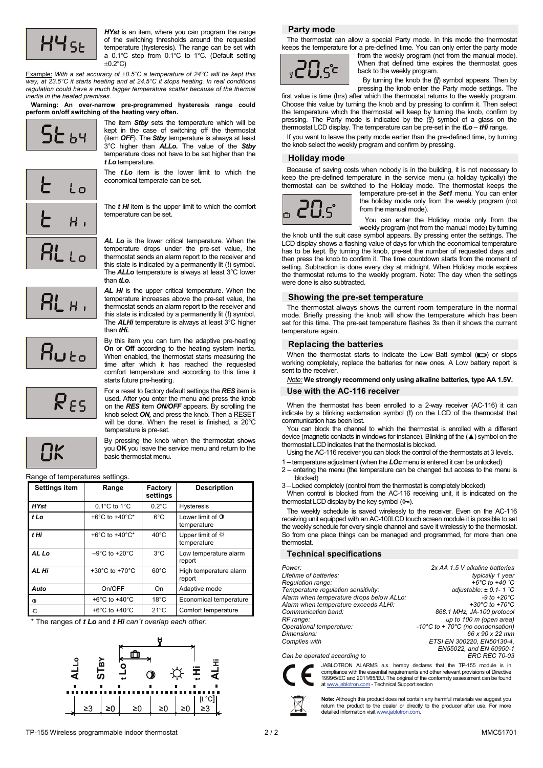HYst is an item, where you can program the range of the switching thresholds around the requested temperature (hysteresis). The range can be set with a 0.1°C step from 0.1°C to 1°C. (Default setting ±0.2°C)

Example: *With a set accuracy of ±0.5˚C a temperature of 24°C will be kept this way, at 23.5°C it starts heating and at 24.5°C it stops heating. In real conditions regulation could have a much bigger temperature scatter because of the thermal inertia in the heated premises.*

**Warning: An over-narrow pre-programmed hysteresis range could perform on/off switching of the heating very often.**

The item ***Stby*** sets the temperature which will be kept in the case of switching off the thermostat (item ***OFF***). The ***Stby*** temperature is always at least 3°C higher than ***ALLo.*** The value of the ***Stby*** temperature does not have to be set higher than the ***t Lo*** temperature.

The ***t Lo*** item is the lower limit to which the economical temperate can be set.

The ***t Hi*** item is the upper limit to which the comfort temperature can be set.

***AL Lo*** is the lower critical temperature. When the temperature drops under the pre-set value, the thermostat sends an alarm report to the receiver and this state is indicated by a permanently lit (**!**) symbol. The ***ALLo*** temperature is always at least 3°C lower than ***tLo.***

***AL Hi*** is the upper critical temperature. When the temperature increases above the pre-set value, the thermostat sends an alarm report to the receiver and this state is indicated by a permanently lit (**!**) symbol. The ***ALHi*** temperature is always at least 3°C higher than ***tHi.***

By this item you can turn the adaptive pre-heating **On** or **Off** according to the heating system inertia. When enabled, the thermostat starts measuring the time after which it has reached the requested comfort temperature and according to this time it starts future pre-heating.

For a reset to factory default settings the ***RES*** item is used**.** After you enter the menu and press the knob on the ***RES*** item ***ON/OFF*** appears. By scrolling the knob select ***ON,*** and press the knob. Then a RESET will be done. When the reset is finished, a 20°C temperature is pre-set.

By pressing the knob when the thermostat shows you **OK** you leave the service menu and return to the basic thermostat menu.

Range of temperatures settings.

| Settings item | Range | Factory settings | Description |
|---|---|---|---|
| ***HYst*** | 0.1°C to 1°C | 0.2°C | Hysteresis |
| ***t Lo*** | +6°C to +40°C* | 6°C | Lower limit of ◑ temperature |
| ***t Hi*** | +6°C to +40°C* | 40°C | Upper limit of ☼ temperature |
| ***AL Lo*** | –9°C to +20°C | 3°C | Low temperature alarm report |
| ***AL Hi*** | +30°C to +70°C | 60°C | High temperature alarm report |
| ***Auto*** | On/OFF | On | Adaptive mode |
| ◑ | +6°C to +40°C | 18°C | Economical temperature |
| ☼ | +6°C to +40°C | 21°C | Comfort temperature |

\* The ranges of ***t Lo*** and ***t Hi*** *can´t overlap each other.*

ALLo STBY t Lo ◑ ☼ t Hi ALHi
[t °C]
≥3 ≥0 ≥0 ≥0 ≥0 ≥3

## Party mode

The thermostat can allow a special Party mode. In this mode the thermostat keeps the temperature for a pre-defined time. You can only enter the party mode from the weekly program (not from the manual mode). When that defined time expires the thermostat goes back to the weekly program.

By turning the knob the (🍸) symbol appears. Then by pressing the knob enter the Party mode settings. The first value is time (hrs) after which the thermostat returns to the weekly program. Choose this value by turning the knob and by pressing to confirm it. Then select the temperature which the thermostat will keep by turning the knob, confirm by pressing. The Party mode is indicated by the (🍸) symbol of a glass on the thermostat LCD display. The temperature can be pre-set in the ***tLo*** – ***tHi*** range**.**

If you want to leave the party mode earlier than the pre-defined time, by turning the knob select the weekly program and confirm by pressing.

## Holiday mode

Because of saving costs when nobody is in the building, it is not necessary to keep the pre-defined temperature in the service menu (a holiday typically) the thermostat can be switched to the Holiday mode. The thermostat keeps the temperature pre-set in the ***Set1*** menu. You can enter the holiday mode only from the weekly program (not from the manual mode).

You can enter the Holiday mode only from the weekly program (not from the manual mode) by turning the knob until the suit case symbol appears. By pressing enter the settings. The LCD display shows a flashing value of days for which the economical temperature has to be kept. By turning the knob, pre-set the number of requested days and then press the knob to confirm it. The time countdown starts from the moment of setting. Subtraction is done every day at midnight. When Holiday mode expires the thermostat returns to the weekly program. Note: The day when the settings were done is also subtracted.

## Showing the pre-set temperature

The thermostat always shows the current room temperature in the normal mode. Briefly pressing the knob will show the temperature which has been set for this time. The pre-set temperature flashes 3s then it shows the current temperature again.

## Replacing the batteries

When the thermostat starts to indicate the Low Batt symbol (▭) or stops working completely, replace the batteries for new ones. A Low battery report is sent to the receiver.

*Note:* **We strongly recommend only using alkaline batteries, type AA 1.5V.**

## Use with the AC-116 receiver

When the thermostat has been enrolled to a 2-way receiver (AC-116) it can indicate by a blinking exclamation symbol (**!**) on the LCD of the thermostat that communication has been lost.

You can block the channel to which the thermostat is enrolled with a different device (magnetic contacts in windows for instance). Blinking of the (▲) symbol on the thermostat LCD indicates that the thermostat is blocked.

Using the AC-116 receiver you can block the control of the thermostats at 3 levels.

1 – temperature adjustment (when the ***LOc*** menu is entered it can be unlocked)
2 – entering the menu (the temperature can be changed but access to the menu is blocked)
3 – Locked completely (control from the thermostat is completely blocked)

When control is blocked from the AC-116 receiving unit, it is indicated on the thermostat LCD display by the key symbol (⊶).

The weekly schedule is saved wirelessly to the receiver. Even on the AC-116 receiving unit equipped with an AC-100LCD touch screen module it is possible to set the weekly schedule for every single channel and save it wirelessly to the thermostat. So from one place things can be managed and programmed, for more than one thermostat.

## Technical specifications

| | |
|---|---|
| *Power:* | *2x AA 1.5 V alkaline batteries* |
| *Lifetime of batteries:* | *typically 1 year* |
| *Regulation range:* | *+6°C to +40 ˚C* |
| *Temperature regulation sensitivity:* | *adjustable: ± 0.1- 1 ˚C* |
| *Alarm when temperature drops below ALLo:* | *-9 to +20°C* |
| *Alarm when temperature exceeds ALHi:* | *+30°C to +70°C* |
| *Communication band:* | *868.1 MHz, JA-100 protocol* |
| *RF range:* | *up to 100 m (open area)* |
| *Operational temperature:* | *-10°C to + 70°C (no condensation)* |
| *Dimensions:* | *66 x 90 x 22 mm* |
| *Complies with* | *ETSI EN 300220, EN50130-4, EN55022, and EN 60950-1* |
| *Can be operated according to* | *ERC REC 70-03* |

JABLOTRON ALARMS a.s. hereby declares that the TP-155 module is in compliance with the essential requirements and other relevant provisions of Directive 1999/5/EC and 2011/65/EU. The original of the conformity assessment can be found at www.jablotron.com - Technical Support section

**Note:** Although this product does not contain any harmful materials we suggest you return the product to the dealer or directly to the producer after use. For more detailed information visit www.jablotron.com.